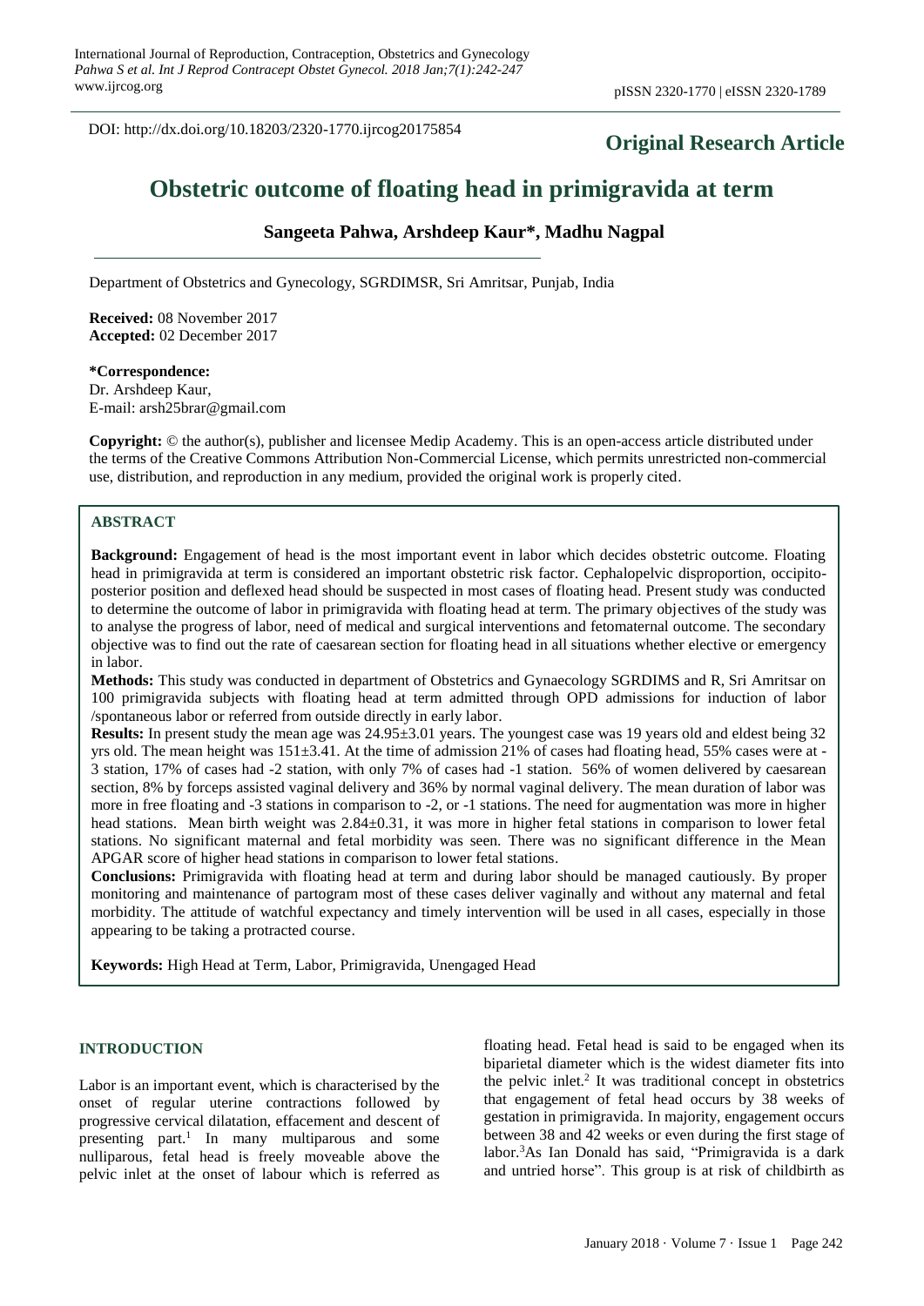DOI: http://dx.doi.org/10.18203/2320-1770.ijrcog20175854

**Original Research Article**

# Obstetric outcome of floating head in primigravida at term

**Sangeeta Pahwa, Arshdeep Kaur\*, Madhu Nagpal**

Department of Obstetrics and Gynecology, SGRDIMSR, Sri Amritsar, Punjab, India

**Received:** 08 November 2017
**Accepted:** 02 December 2017

**\*Correspondence:**
Dr. Arshdeep Kaur,
E-mail: arsh25brar@gmail.com

**Copyright:** © the author(s), publisher and licensee Medip Academy. This is an open-access article distributed under the terms of the Creative Commons Attribution Non-Commercial License, which permits unrestricted non-commercial use, distribution, and reproduction in any medium, provided the original work is properly cited.

## ABSTRACT

**Background:** Engagement of head is the most important event in labor which decides obstetric outcome. Floating head in primigravida at term is considered an important obstetric risk factor. Cephalopelvic disproportion, occipito-posterior position and deflexed head should be suspected in most cases of floating head. Present study was conducted to determine the outcome of labor in primigravida with floating head at term. The primary objectives of the study was to analyse the progress of labor, need of medical and surgical interventions and fetomaternal outcome. The secondary objective was to find out the rate of caesarean section for floating head in all situations whether elective or emergency in labor.

**Methods:** This study was conducted in department of Obstetrics and Gynaecology SGRDIMS and R, Sri Amritsar on 100 primigravida subjects with floating head at term admitted through OPD admissions for induction of labor /spontaneous labor or referred from outside directly in early labor.

**Results:** In present study the mean age was 24.95±3.01 years. The youngest case was 19 years old and eldest being 32 yrs old. The mean height was 151±3.41. At the time of admission 21% of cases had floating head, 55% cases were at -3 station, 17% of cases had -2 station, with only 7% of cases had -1 station. 56% of women delivered by caesarean section, 8% by forceps assisted vaginal delivery and 36% by normal vaginal delivery. The mean duration of labor was more in free floating and -3 stations in comparison to -2, or -1 stations. The need for augmentation was more in higher head stations. Mean birth weight was 2.84±0.31, it was more in higher fetal stations in comparison to lower fetal stations. No significant maternal and fetal morbidity was seen. There was no significant difference in the Mean APGAR score of higher head stations in comparison to lower fetal stations.

**Conclusions:** Primigravida with floating head at term and during labor should be managed cautiously. By proper monitoring and maintenance of partogram most of these cases deliver vaginally and without any maternal and fetal morbidity. The attitude of watchful expectancy and timely intervention will be used in all cases, especially in those appearing to be taking a protracted course.

**Keywords:** High Head at Term, Labor, Primigravida, Unengaged Head

## INTRODUCTION

Labor is an important event, which is characterised by the onset of regular uterine contractions followed by progressive cervical dilatation, effacement and descent of presenting part.[1] In many multiparous and some nulliparous, fetal head is freely moveable above the pelvic inlet at the onset of labour which is referred as floating head. Fetal head is said to be engaged when its biparietal diameter which is the widest diameter fits into the pelvic inlet.[2] It was traditional concept in obstetrics that engagement of fetal head occurs by 38 weeks of gestation in primigravida. In majority, engagement occurs between 38 and 42 weeks or even during the first stage of labor.[3] As Ian Donald has said, "Primigravida is a dark and untried horse". This group is at risk of childbirth as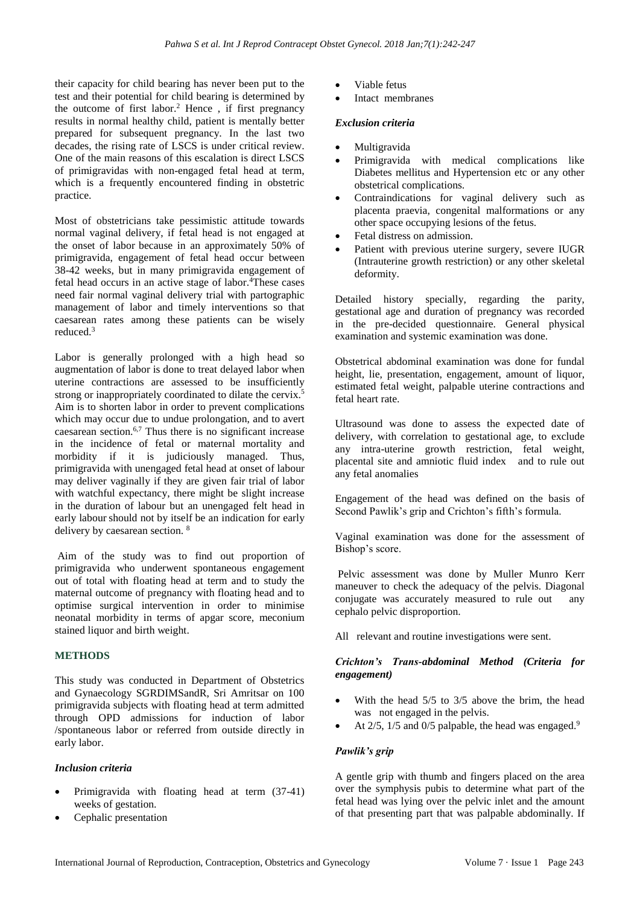their capacity for child bearing has never been put to the test and their potential for child bearing is determined by the outcome of first labor.[2] Hence , if first pregnancy results in normal healthy child, patient is mentally better prepared for subsequent pregnancy. In the last two decades, the rising rate of LSCS is under critical review. One of the main reasons of this escalation is direct LSCS of primigravidas with non-engaged fetal head at term, which is a frequently encountered finding in obstetric practice.

Most of obstetricians take pessimistic attitude towards normal vaginal delivery, if fetal head is not engaged at the onset of labor because in an approximately 50% of primigravida, engagement of fetal head occur between 38-42 weeks, but in many primigravida engagement of fetal head occurs in an active stage of labor.[4]These cases need fair normal vaginal delivery trial with partographic management of labor and timely interventions so that caesarean rates among these patients can be wisely reduced.[3]

Labor is generally prolonged with a high head so augmentation of labor is done to treat delayed labor when uterine contractions are assessed to be insufficiently strong or inappropriately coordinated to dilate the cervix.[5] Aim is to shorten labor in order to prevent complications which may occur due to undue prolongation, and to avert caesarean section.[6,7] Thus there is no significant increase in the incidence of fetal or maternal mortality and morbidity if it is judiciously managed. Thus, primigravida with unengaged fetal head at onset of labour may deliver vaginally if they are given fair trial of labor with watchful expectancy, there might be slight increase in the duration of labour but an unengaged felt head in early labour should not by itself be an indication for early delivery by caesarean section. [8]

Aim of the study was to find out proportion of primigravida who underwent spontaneous engagement out of total with floating head at term and to study the maternal outcome of pregnancy with floating head and to optimise surgical intervention in order to minimise neonatal morbidity in terms of apgar score, meconium stained liquor and birth weight.

## METHODS

This study was conducted in Department of Obstetrics and Gynaecology SGRDIMSandR, Sri Amritsar on 100 primigravida subjects with floating head at term admitted through OPD admissions for induction of labor /spontaneous labor or referred from outside directly in early labor.

### *Inclusion criteria*

- Primigravida with floating head at term (37-41) weeks of gestation.
- Cephalic presentation
- Viable fetus
- Intact membranes

### *Exclusion criteria*

- Multigravida
- Primigravida with medical complications like Diabetes mellitus and Hypertension etc or any other obstetrical complications.
- Contraindications for vaginal delivery such as placenta praevia, congenital malformations or any other space occupying lesions of the fetus.
- Fetal distress on admission.
- Patient with previous uterine surgery, severe IUGR (Intrauterine growth restriction) or any other skeletal deformity.

Detailed history specially, regarding the parity, gestational age and duration of pregnancy was recorded in the pre-decided questionnaire. General physical examination and systemic examination was done.

Obstetrical abdominal examination was done for fundal height, lie, presentation, engagement, amount of liquor, estimated fetal weight, palpable uterine contractions and fetal heart rate.

Ultrasound was done to assess the expected date of delivery, with correlation to gestational age, to exclude any intra-uterine growth restriction, fetal weight, placental site and amniotic fluid index and to rule out any fetal anomalies

Engagement of the head was defined on the basis of Second Pawlik's grip and Crichton's fifth's formula.

Vaginal examination was done for the assessment of Bishop's score.

Pelvic assessment was done by Muller Munro Kerr maneuver to check the adequacy of the pelvis. Diagonal conjugate was accurately measured to rule out any cephalo pelvic disproportion.

All relevant and routine investigations were sent.

### *Crichton's Trans-abdominal Method (Criteria for engagement)*

- With the head 5/5 to 3/5 above the brim, the head was not engaged in the pelvis.
- At 2/5, 1/5 and 0/5 palpable, the head was engaged.[9]

### *Pawlik's grip*

A gentle grip with thumb and fingers placed on the area over the symphysis pubis to determine what part of the fetal head was lying over the pelvic inlet and the amount of that presenting part that was palpable abdominally. If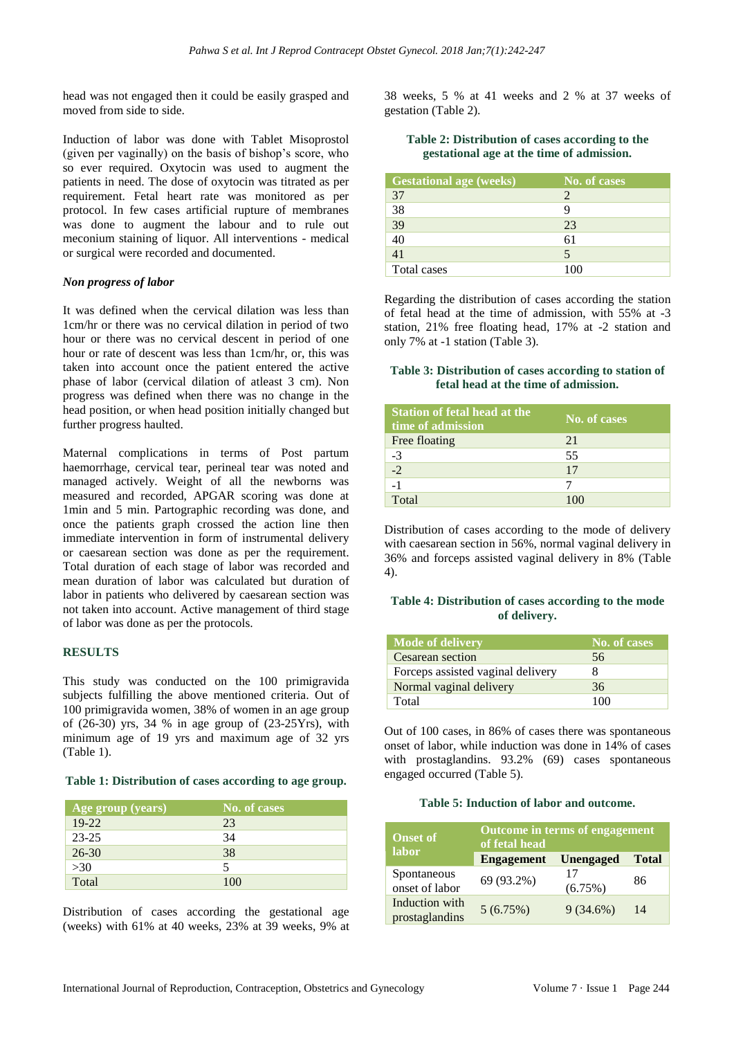head was not engaged then it could be easily grasped and moved from side to side.

Induction of labor was done with Tablet Misoprostol (given per vaginally) on the basis of bishop's score, who so ever required. Oxytocin was used to augment the patients in need. The dose of oxytocin was titrated as per requirement. Fetal heart rate was monitored as per protocol. In few cases artificial rupture of membranes was done to augment the labour and to rule out meconium staining of liquor. All interventions - medical or surgical were recorded and documented.

***Non progress of labor***

It was defined when the cervical dilation was less than 1cm/hr or there was no cervical dilation in period of two hour or there was no cervical descent in period of one hour or rate of descent was less than 1cm/hr, or, this was taken into account once the patient entered the active phase of labor (cervical dilation of atleast 3 cm). Non progress was defined when there was no change in the head position, or when head position initially changed but further progress haulted.

Maternal complications in terms of Post partum haemorrhage, cervical tear, perineal tear was noted and managed actively. Weight of all the newborns was measured and recorded, APGAR scoring was done at 1min and 5 min. Partographic recording was done, and once the patients graph crossed the action line then immediate intervention in form of instrumental delivery or caesarean section was done as per the requirement. Total duration of each stage of labor was recorded and mean duration of labor was calculated but duration of labor in patients who delivered by caesarean section was not taken into account. Active management of third stage of labor was done as per the protocols.

## RESULTS

This study was conducted on the 100 primigravida subjects fulfilling the above mentioned criteria. Out of 100 primigravida women, 38% of women in an age group of (26-30) yrs, 34 % in age group of (23-25Yrs), with minimum age of 19 yrs and maximum age of 32 yrs (Table 1).

**Table 1: Distribution of cases according to age group.**

| Age group (years) | No. of cases |
|---|---|
| 19-22 | 23 |
| 23-25 | 34 |
| 26-30 | 38 |
| >30 | 5 |
| Total | 100 |

Distribution of cases according the gestational age (weeks) with 61% at 40 weeks, 23% at 39 weeks, 9% at 38 weeks, 5 % at 41 weeks and 2 % at 37 weeks of gestation (Table 2).

**Table 2: Distribution of cases according to the gestational age at the time of admission.**

| Gestational age (weeks) | No. of cases |
|---|---|
| 37 | 2 |
| 38 | 9 |
| 39 | 23 |
| 40 | 61 |
| 41 | 5 |
| Total cases | 100 |

Regarding the distribution of cases according the station of fetal head at the time of admission, with 55% at -3 station, 21% free floating head, 17% at -2 station and only 7% at -1 station (Table 3).

**Table 3: Distribution of cases according to station of fetal head at the time of admission.**

| Station of fetal head at the time of admission | No. of cases |
|---|---|
| Free floating | 21 |
| -3 | 55 |
| -2 | 17 |
| -1 | 7 |
| Total | 100 |

Distribution of cases according to the mode of delivery with caesarean section in 56%, normal vaginal delivery in 36% and forceps assisted vaginal delivery in 8% (Table 4).

**Table 4: Distribution of cases according to the mode of delivery.**

| Mode of delivery | No. of cases |
|---|---|
| Cesarean section | 56 |
| Forceps assisted vaginal delivery | 8 |
| Normal vaginal delivery | 36 |
| Total | 100 |

Out of 100 cases, in 86% of cases there was spontaneous onset of labor, while induction was done in 14% of cases with prostaglandins. 93.2% (69) cases spontaneous engaged occurred (Table 5).

**Table 5: Induction of labor and outcome.**

| Onset of labor | Outcome in terms of engagement of fetal head | | |
|---|---|---|---|
| | Engagement | Unengaged | Total |
| Spontaneous onset of labor | 69 (93.2%) | 17 (6.75%) | 86 |
| Induction with prostaglandins | 5 (6.75%) | 9 (34.6%) | 14 |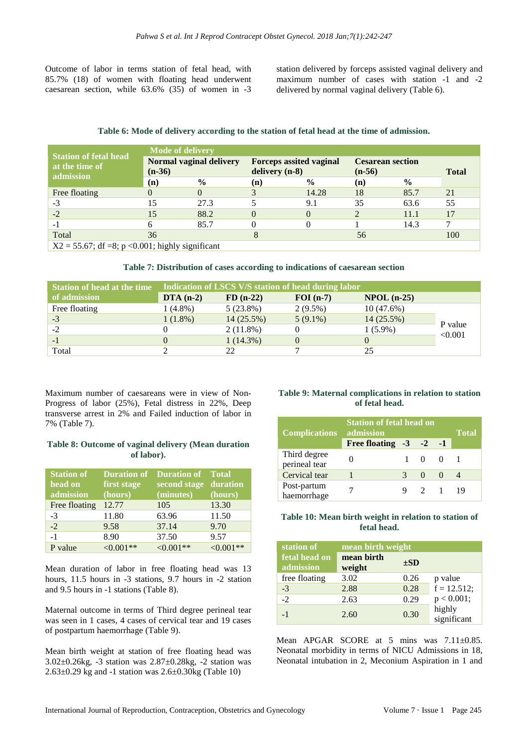Outcome of labor in terms station of fetal head, with 85.7% (18) of women with floating head underwent caesarean section, while 63.6% (35) of women in -3 station delivered by forceps assisted vaginal delivery and maximum number of cases with station -1 and -2 delivered by normal vaginal delivery (Table 6).

**Table 6: Mode of delivery according to the station of fetal head at the time of admission.**

| Station of fetal head at the time of admission | Mode of delivery | | | | | | |
|---|---|---|---|---|---|---|---|
| | Normal vaginal delivery (n-36) | | Forceps assited vaginal delivery (n-8) | | Cesarean section (n-56) | | Total |
| | (n) | % | (n) | % | (n) | % | |
| Free floating | 0 | 0 | 3 | 14.28 | 18 | 85.7 | 21 |
| -3 | 15 | 27.3 | 5 | 9.1 | 35 | 63.6 | 55 |
| -2 | 15 | 88.2 | 0 | 0 | 2 | 11.1 | 17 |
| -1 | 6 | 85.7 | 0 | 0 | 1 | 14.3 | 7 |
| Total | 36 | | 8 | | 56 | | 100 |
| X2 = 55.67; df =8; p <0.001; highly significant | | | | | | | |

**Table 7: Distribution of cases according to indications of caesarean section**

| Station of head at the time of admission | Indication of LSCS V/S station of head during labor | | | | |
|---|---|---|---|---|---|
| | DTA (n-2) | FD (n-22) | FOI (n-7) | NPOL (n-25) | |
| Free floating | 1 (4.8%) | 5 (23.8%) | 2 (9.5%) | 10 (47.6%) | P value <0.001 |
| -3 | 1 (1.8%) | 14 (25.5%) | 5 (9.1%) | 14 (25.5%) | |
| -2 | 0 | 2 (11.8%) | 0 | 1 (5.9%) | |
| -1 | 0 | 1 (14.3%) | 0 | 0 | |
| Total | 2 | 22 | 7 | 25 | |

Maximum number of caesareans were in view of Non-Progress of labor (25%), Fetal distress in 22%, Deep transverse arrest in 2% and Failed induction of labor in 7% (Table 7).

**Table 8: Outcome of vaginal delivery (Mean duration of labor).**

| Station of head on admission | Duration of first stage (hours) | Duration of second stage (minutes) | Total duration (hours) |
|---|---|---|---|
| Free floating | 12.77 | 105 | 13.30 |
| -3 | 11.80 | 63.96 | 11.50 |
| -2 | 9.58 | 37.14 | 9.70 |
| -1 | 8.90 | 37.50 | 9.57 |
| P value | <0.001** | <0.001** | <0.001** |

Mean duration of labor in free floating head was 13 hours, 11.5 hours in -3 stations, 9.7 hours in -2 station and 9.5 hours in -1 stations (Table 8).

Maternal outcome in terms of Third degree perineal tear was seen in 1 cases, 4 cases of cervical tear and 19 cases of postpartum haemorrhage (Table 9).

Mean birth weight at station of free floating head was 3.02±0.26kg, -3 station was 2.87±0.28kg, -2 station was 2.63±0.29 kg and -1 station was 2.6±0.30kg (Table 10)

**Table 9: Maternal complications in relation to station of fetal head.**

| Complications | Station of fetal head on admission | | | | Total |
|---|---|---|---|---|---|
| | Free floating | -3 | -2 | -1 | |
| Third degree perineal tear | 0 | 1 | 0 | 0 | 1 |
| Cervical tear | 1 | 3 | 0 | 0 | 4 |
| Post-partum haemorrhage | 7 | 9 | 2 | 1 | 19 |

**Table 10: Mean birth weight in relation to station of fetal head.**

| station of fetal head on admission | mean birth weight | | |
|---|---|---|---|
| | mean birth weight | ±SD | |
| free floating | 3.02 | 0.26 | p value f = 12.512; p < 0.001; highly significant |
| -3 | 2.88 | 0.28 | |
| -2 | 2.63 | 0.29 | |
| -1 | 2.60 | 0.30 | |

Mean APGAR SCORE at 5 mins was 7.11±0.85. Neonatal morbidity in terms of NICU Admissions in 18, Neonatal intubation in 2, Meconium Aspiration in 1 and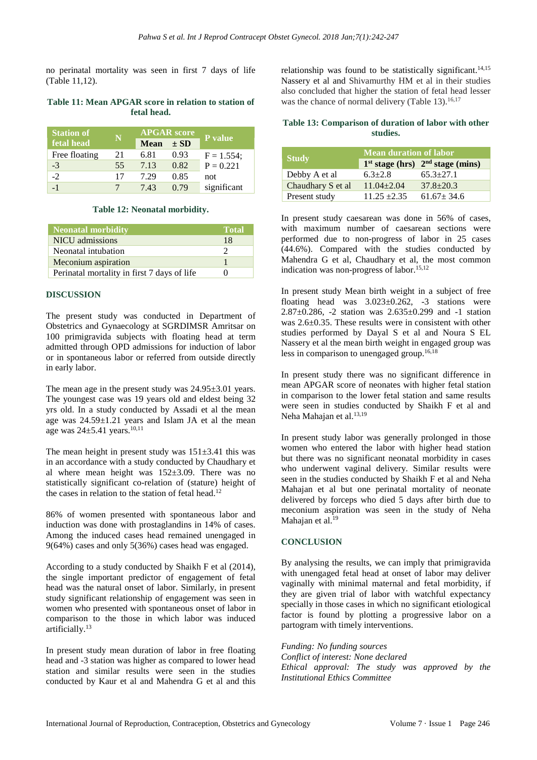no perinatal mortality was seen in first 7 days of life (Table 11,12).

**Table 11: Mean APGAR score in relation to station of fetal head.**

| Station of fetal head | N | APGAR score | | P value |
|---|---|---|---|---|
| | | Mean | ± SD | |
| Free floating | 21 | 6.81 | 0.93 | F = 1.554; P = 0.221 not significant |
| -3 | 55 | 7.13 | 0.82 | |
| -2 | 17 | 7.29 | 0.85 | |
| -1 | 7 | 7.43 | 0.79 | |

**Table 12: Neonatal morbidity.**

| Neonatal morbidity | Total |
|---|---|
| NICU admissions | 18 |
| Neonatal intubation | 2 |
| Meconium aspiration | 1 |
| Perinatal mortality in first 7 days of life | 0 |

## DISCUSSION

The present study was conducted in Department of Obstetrics and Gynaecology at SGRDIMSR Amritsar on 100 primigravida subjects with floating head at term admitted through OPD admissions for induction of labor or in spontaneous labor or referred from outside directly in early labor.

The mean age in the present study was 24.95±3.01 years. The youngest case was 19 years old and eldest being 32 yrs old. In a study conducted by Assadi et al the mean age was 24.59±1.21 years and Islam JA et al the mean age was 24±5.41 years.[10,11]

The mean height in present study was 151±3.41 this was in an accordance with a study conducted by Chaudhary et al where mean height was 152±3.09. There was no statistically significant co-relation of (stature) height of the cases in relation to the station of fetal head.[12]

86% of women presented with spontaneous labor and induction was done with prostaglandins in 14% of cases. Among the induced cases head remained unengaged in 9(64%) cases and only 5(36%) cases head was engaged.

According to a study conducted by Shaikh F et al (2014), the single important predictor of engagement of fetal head was the natural onset of labor. Similarly, in present study significant relationship of engagement was seen in women who presented with spontaneous onset of labor in comparison to the those in which labor was induced artificially.[13]

In present study mean duration of labor in free floating head and -3 station was higher as compared to lower head station and similar results were seen in the studies conducted by Kaur et al and Mahendra G et al and this relationship was found to be statistically significant.[14,15] Nassery et al and Shivamurthy HM et al in their studies also concluded that higher the station of fetal head lesser was the chance of normal delivery (Table 13).[16,17]

**Table 13: Comparison of duration of labor with other studies.**

| Study | Mean duration of labor | |
|---|---|---|
| | 1st stage (hrs) | 2nd stage (mins) |
| Debby A et al | 6.3±2.8 | 65.3±27.1 |
| Chaudhary S et al | 11.04±2.04 | 37.8±20.3 |
| Present study | 11.25 ±2.35 | 61.67± 34.6 |

In present study caesarean was done in 56% of cases, with maximum number of caesarean sections were performed due to non-progress of labor in 25 cases (44.6%). Compared with the studies conducted by Mahendra G et al, Chaudhary et al, the most common indication was non-progress of labor.[15,12]

In present study Mean birth weight in a subject of free floating head was 3.023±0.262, -3 stations were 2.87±0.286, -2 station was 2.635±0.299 and -1 station was 2.6±0.35. These results were in consistent with other studies performed by Dayal S et al and Noura S EL Nassery et al the mean birth weight in engaged group was less in comparison to unengaged group.[16,18]

In present study there was no significant difference in mean APGAR score of neonates with higher fetal station in comparison to the lower fetal station and same results were seen in studies conducted by Shaikh F et al and Neha Mahajan et al.[13,19]

In present study labor was generally prolonged in those women who entered the labor with higher head station but there was no significant neonatal morbidity in cases who underwent vaginal delivery. Similar results were seen in the studies conducted by Shaikh F et al and Neha Mahajan et al but one perinatal mortality of neonate delivered by forceps who died 5 days after birth due to meconium aspiration was seen in the study of Neha Mahajan et al.[19]

## CONCLUSION

By analysing the results, we can imply that primigravida with unengaged fetal head at onset of labor may deliver vaginally with minimal maternal and fetal morbidity, if they are given trial of labor with watchful expectancy specially in those cases in which no significant etiological factor is found by plotting a progressive labor on a partogram with timely interventions.

*Funding: No funding sources*
*Conflict of interest: None declared*
*Ethical approval: The study was approved by the Institutional Ethics Committee*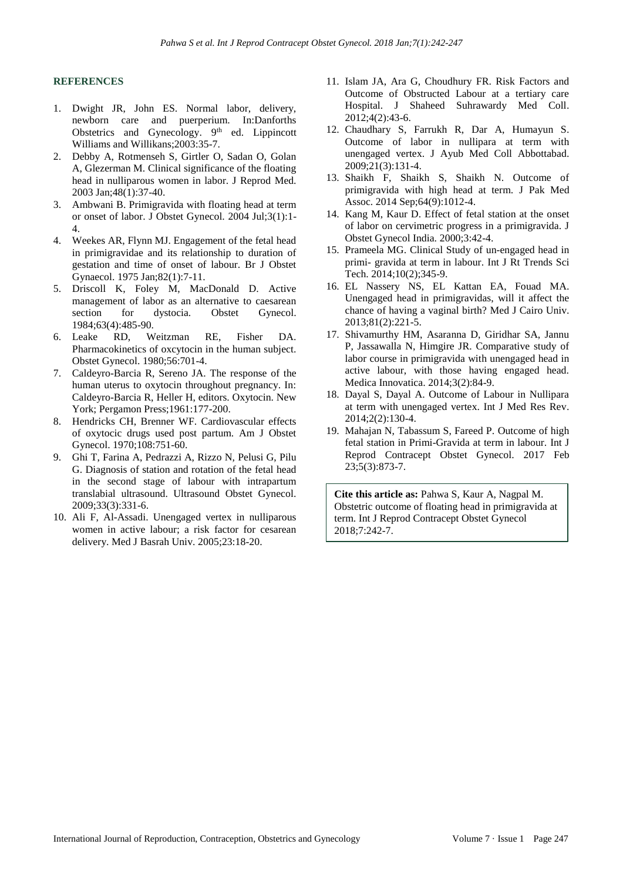## REFERENCES

1. Dwight JR, John ES. Normal labor, delivery, newborn care and puerperium. In:Danforths Obstetrics and Gynecology. 9th ed. Lippincott Williams and Willikans;2003:35-7.
2. Debby A, Rotmenseh S, Girtler O, Sadan O, Golan A, Glezerman M. Clinical significance of the floating head in nulliparous women in labor. J Reprod Med. 2003 Jan;48(1):37-40.
3. Ambwani B. Primigravida with floating head at term or onset of labor. J Obstet Gynecol. 2004 Jul;3(1):1-4.
4. Weekes AR, Flynn MJ. Engagement of the fetal head in primigravidae and its relationship to duration of gestation and time of onset of labour. Br J Obstet Gynaecol. 1975 Jan;82(1):7-11.
5. Driscoll K, Foley M, MacDonald D. Active management of labor as an alternative to caesarean section for dystocia. Obstet Gynecol. 1984;63(4):485-90.
6. Leake RD, Weitzman RE, Fisher DA. Pharmacokinetics of oxcytocin in the human subject. Obstet Gynecol. 1980;56:701-4.
7. Caldeyro-Barcia R, Sereno JA. The response of the human uterus to oxytocin throughout pregnancy. In: Caldeyro-Barcia R, Heller H, editors. Oxytocin. New York; Pergamon Press;1961:177-200.
8. Hendricks CH, Brenner WF. Cardiovascular effects of oxytocic drugs used post partum. Am J Obstet Gynecol. 1970;108:751-60.
9. Ghi T, Farina A, Pedrazzi A, Rizzo N, Pelusi G, Pilu G. Diagnosis of station and rotation of the fetal head in the second stage of labour with intrapartum translabial ultrasound. Ultrasound Obstet Gynecol. 2009;33(3):331-6.
10. Ali F, Al-Assadi. Unengaged vertex in nulliparous women in active labour; a risk factor for cesarean delivery. Med J Basrah Univ. 2005;23:18-20.
11. Islam JA, Ara G, Choudhury FR. Risk Factors and Outcome of Obstructed Labour at a tertiary care Hospital. J Shaheed Suhrawardy Med Coll. 2012;4(2):43-6.
12. Chaudhary S, Farrukh R, Dar A, Humayun S. Outcome of labor in nullipara at term with unengaged vertex. J Ayub Med Coll Abbottabad. 2009;21(3):131-4.
13. Shaikh F, Shaikh S, Shaikh N. Outcome of primigravida with high head at term. J Pak Med Assoc. 2014 Sep;64(9):1012-4.
14. Kang M, Kaur D. Effect of fetal station at the onset of labor on cervimetric progress in a primigravida. J Obstet Gynecol India. 2000;3:42-4.
15. Prameela MG. Clinical Study of un-engaged head in primi- gravida at term in labour. Int J Rt Trends Sci Tech. 2014;10(2);345-9.
16. EL Nassery NS, EL Kattan EA, Fouad MA. Unengaged head in primigravidas, will it affect the chance of having a vaginal birth? Med J Cairo Univ. 2013;81(2):221-5.
17. Shivamurthy HM, Asaranna D, Giridhar SA, Jannu P, Jassawalla N, Himgire JR. Comparative study of labor course in primigravida with unengaged head in active labour, with those having engaged head. Medica Innovatica. 2014;3(2):84-9.
18. Dayal S, Dayal A. Outcome of Labour in Nullipara at term with unengaged vertex. Int J Med Res Rev. 2014;2(2):130-4.
19. Mahajan N, Tabassum S, Fareed P. Outcome of high fetal station in Primi-Gravida at term in labour. Int J Reprod Contracept Obstet Gynecol. 2017 Feb 23;5(3):873-7.

**Cite this article as:** Pahwa S, Kaur A, Nagpal M. Obstetric outcome of floating head in primigravida at term. Int J Reprod Contracept Obstet Gynecol 2018;7:242-7.